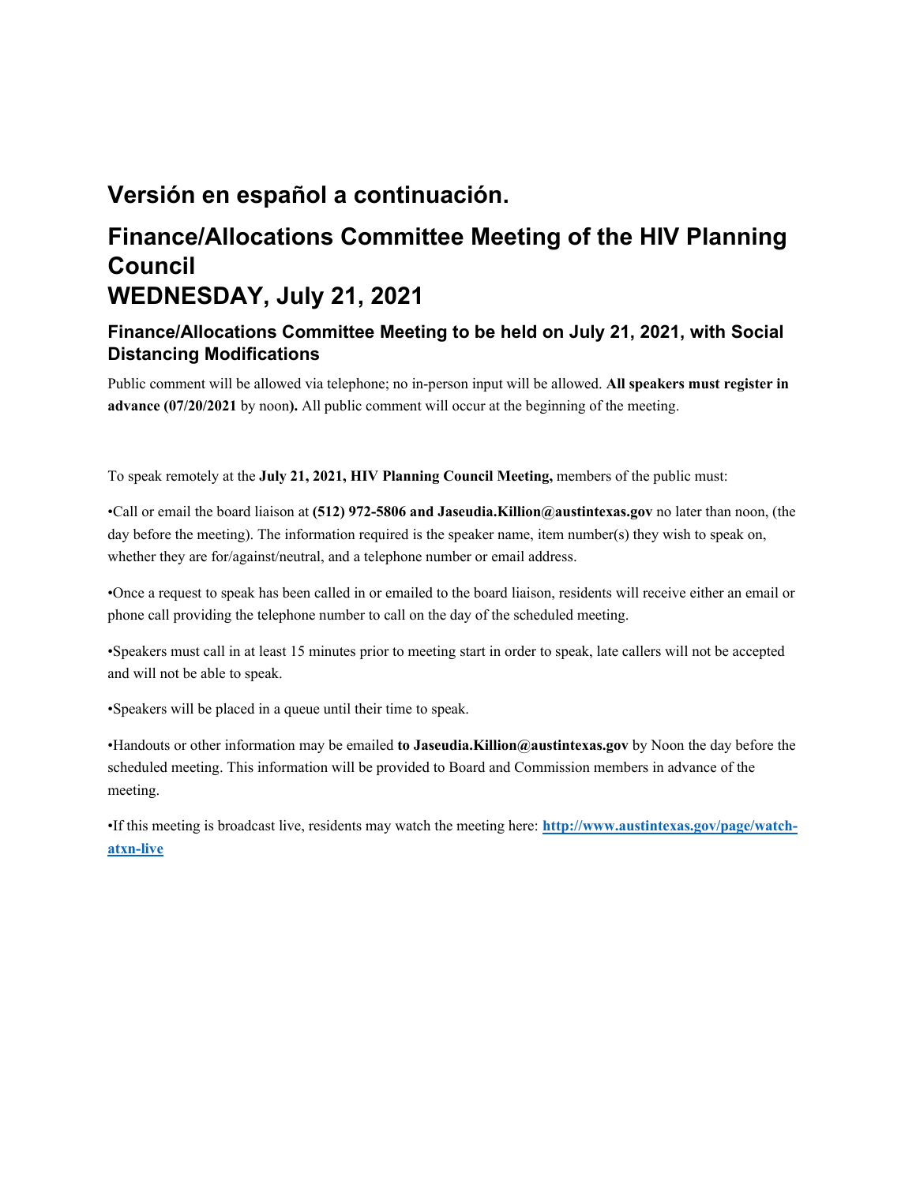## Versión en español a continuación.

# Finance/Allocations Committee Meeting of the HIV Planning Council
# WEDNESDAY, July 21, 2021

### Finance/Allocations Committee Meeting to be held on July 21, 2021, with Social Distancing Modifications

Public comment will be allowed via telephone; no in-person input will be allowed. **All speakers must register in advance (07/20/2021** by noon**).** All public comment will occur at the beginning of the meeting.

To speak remotely at the **July 21, 2021, HIV Planning Council Meeting,** members of the public must:

•Call or email the board liaison at **(512) 972-5806 and Jaseudia.Killion@austintexas.gov** no later than noon, (the day before the meeting). The information required is the speaker name, item number(s) they wish to speak on, whether they are for/against/neutral, and a telephone number or email address.

•Once a request to speak has been called in or emailed to the board liaison, residents will receive either an email or phone call providing the telephone number to call on the day of the scheduled meeting.

•Speakers must call in at least 15 minutes prior to meeting start in order to speak, late callers will not be accepted and will not be able to speak.

•Speakers will be placed in a queue until their time to speak.

•Handouts or other information may be emailed **to Jaseudia.Killion@austintexas.gov** by Noon the day before the scheduled meeting. This information will be provided to Board and Commission members in advance of the meeting.

•If this meeting is broadcast live, residents may watch the meeting here: **[http://www.austintexas.gov/page/watch-atxn-live](http://www.austintexas.gov/page/watch-atxn-live)**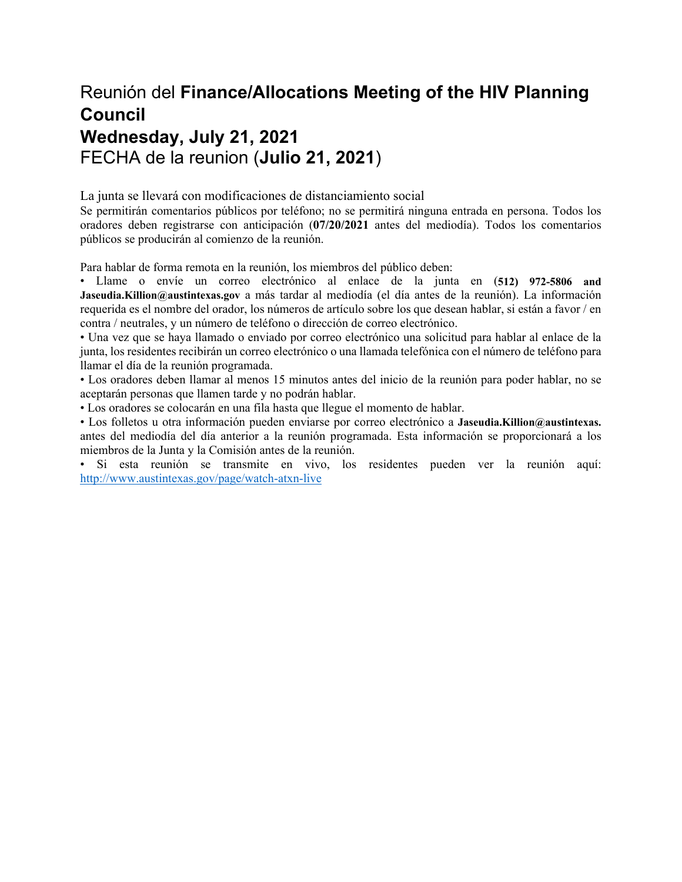# Reunión del **Finance/Allocations Meeting of the HIV Planning Council**
# **Wednesday, July 21, 2021**
# FECHA de la reunion (**Julio 21, 2021**)

La junta se llevará con modificaciones de distanciamiento social

Se permitirán comentarios públicos por teléfono; no se permitirá ninguna entrada en persona. Todos los oradores deben registrarse con anticipación (**07/20/2021** antes del mediodía). Todos los comentarios públicos se producirán al comienzo de la reunión.

Para hablar de forma remota en la reunión, los miembros del público deben:

- Llame o envíe un correo electrónico al enlace de la junta en **(512) 972-5806 and Jaseudia.Killion@austintexas.gov** a más tardar al mediodía (el día antes de la reunión). La información requerida es el nombre del orador, los números de artículo sobre los que desean hablar, si están a favor / en contra / neutrales, y un número de teléfono o dirección de correo electrónico.
- Una vez que se haya llamado o enviado por correo electrónico una solicitud para hablar al enlace de la junta, los residentes recibirán un correo electrónico o una llamada telefónica con el número de teléfono para llamar el día de la reunión programada.
- Los oradores deben llamar al menos 15 minutos antes del inicio de la reunión para poder hablar, no se aceptarán personas que llamen tarde y no podrán hablar.
- Los oradores se colocarán en una fila hasta que llegue el momento de hablar.
- Los folletos u otra información pueden enviarse por correo electrónico a **Jaseudia.Killion@austintexas.** antes del mediodía del día anterior a la reunión programada. Esta información se proporcionará a los miembros de la Junta y la Comisión antes de la reunión.
- Si esta reunión se transmite en vivo, los residentes pueden ver la reunión aquí: http://www.austintexas.gov/page/watch-atxn-live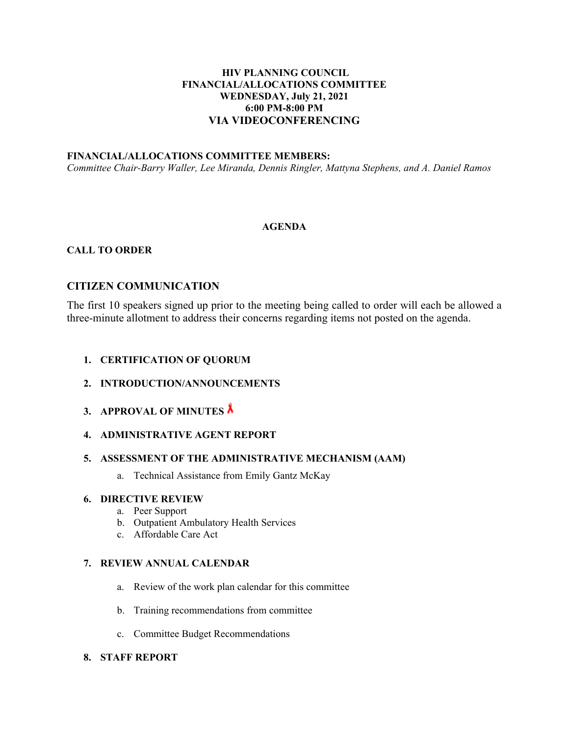**HIV PLANNING COUNCIL**
**FINANCIAL/ALLOCATIONS COMMITTEE**
**WEDNESDAY, July 21, 2021**
**6:00 PM-8:00 PM**
**VIA VIDEOCONFERENCING**

**FINANCIAL/ALLOCATIONS COMMITTEE MEMBERS:**
*Committee Chair-Barry Waller, Lee Miranda, Dennis Ringler, Mattyna Stephens, and A. Daniel Ramos*

**AGENDA**

**CALL TO ORDER**

## CITIZEN COMMUNICATION

The first 10 speakers signed up prior to the meeting being called to order will each be allowed a three-minute allotment to address their concerns regarding items not posted on the agenda.

1. **CERTIFICATION OF QUORUM**
2. **INTRODUCTION/ANNOUNCEMENTS**
3. **APPROVAL OF MINUTES**
4. **ADMINISTRATIVE AGENT REPORT**
5. **ASSESSMENT OF THE ADMINISTRATIVE MECHANISM (AAM)**
   a. Technical Assistance from Emily Gantz McKay
6. **DIRECTIVE REVIEW**
   a. Peer Support
   b. Outpatient Ambulatory Health Services
   c. Affordable Care Act
7. **REVIEW ANNUAL CALENDAR**
   a. Review of the work plan calendar for this committee
   b. Training recommendations from committee
   c. Committee Budget Recommendations
8. **STAFF REPORT**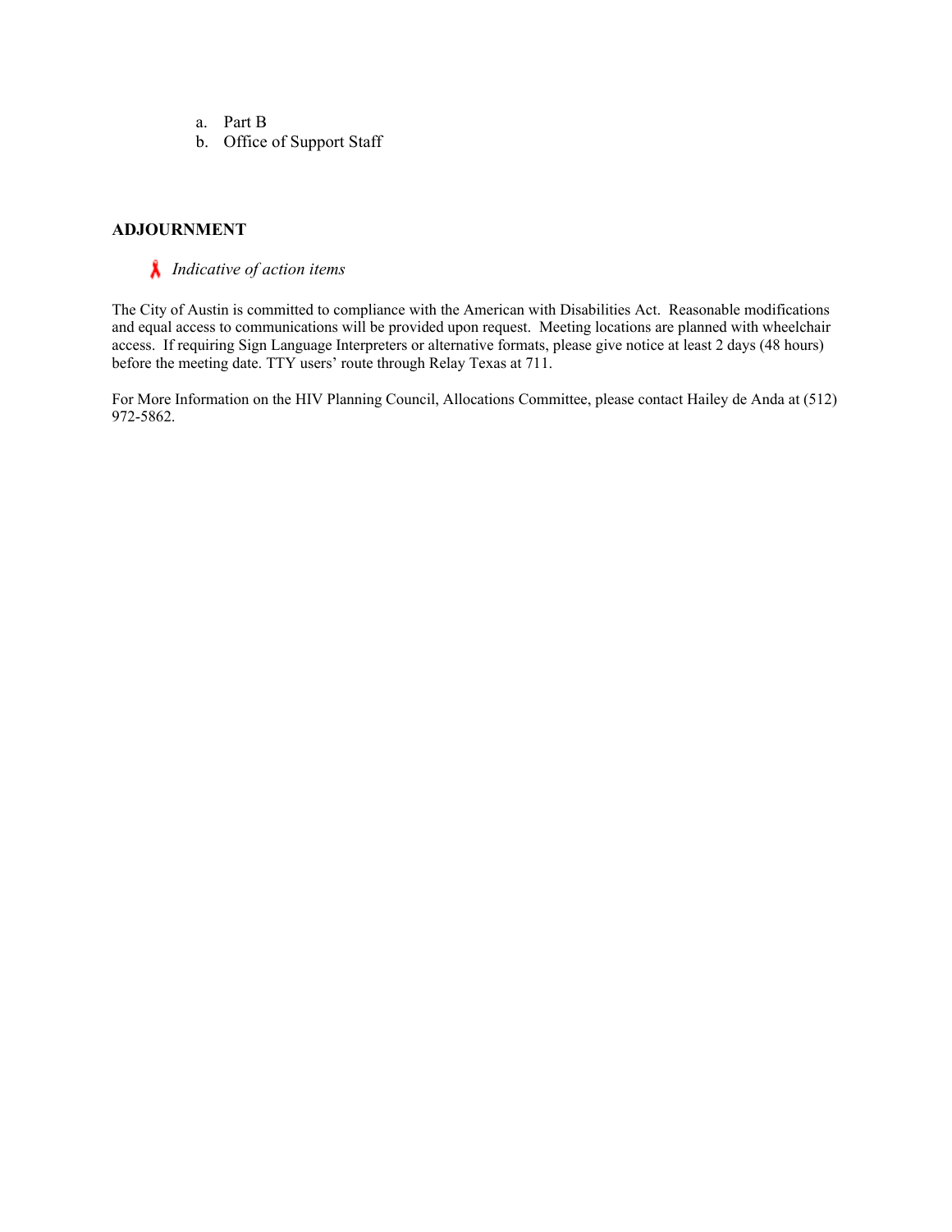a. Part B
b. Office of Support Staff

**ADJOURNMENT**

🎗 *Indicative of action items*

The City of Austin is committed to compliance with the American with Disabilities Act. Reasonable modifications and equal access to communications will be provided upon request. Meeting locations are planned with wheelchair access. If requiring Sign Language Interpreters or alternative formats, please give notice at least 2 days (48 hours) before the meeting date. TTY users' route through Relay Texas at 711.

For More Information on the HIV Planning Council, Allocations Committee, please contact Hailey de Anda at (512) 972-5862.